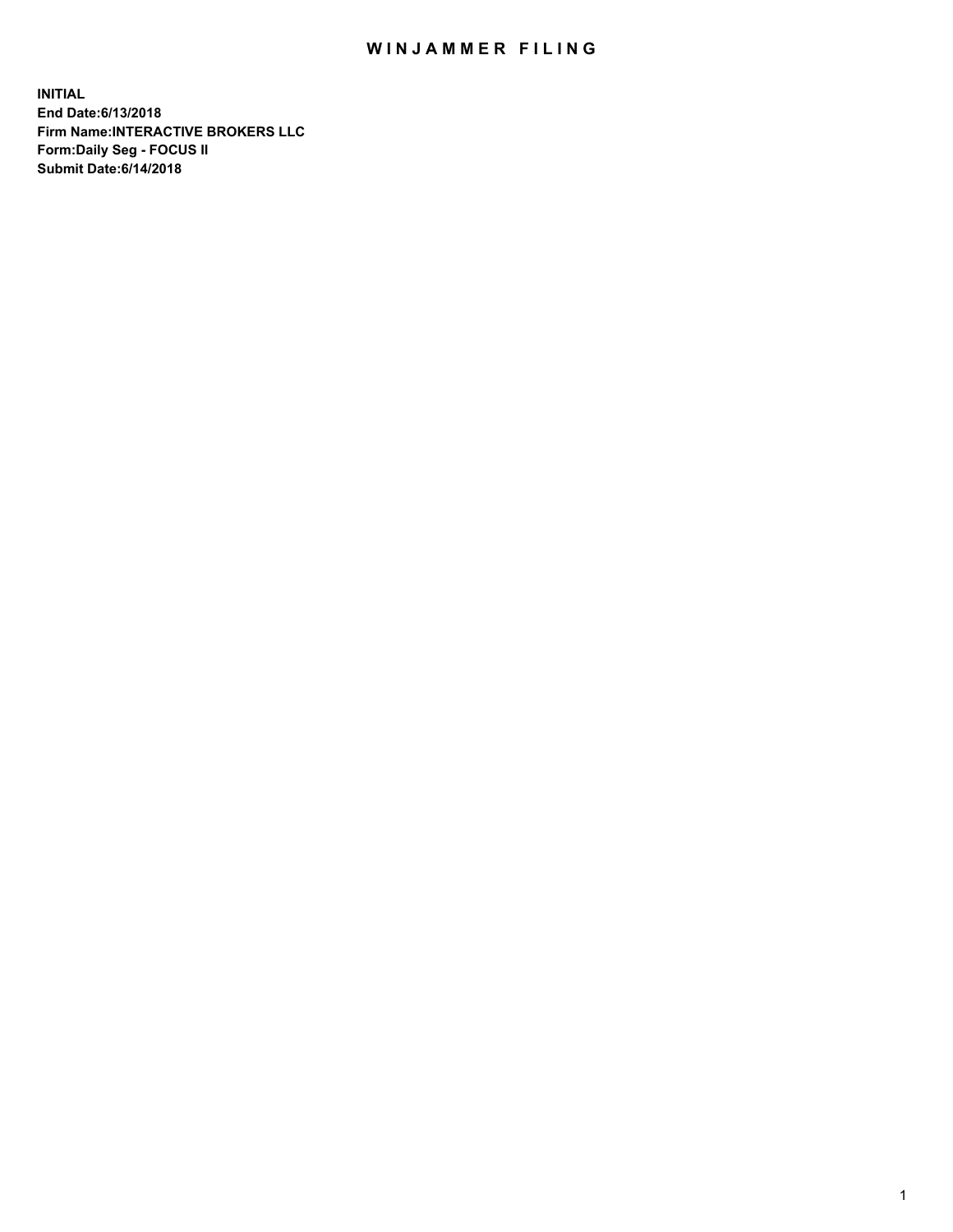# WINJAMMER FILING

**INITIAL**
**End Date:6/13/2018**
**Firm Name:INTERACTIVE BROKERS LLC**
**Form:Daily Seg - FOCUS II**
**Submit Date:6/14/2018**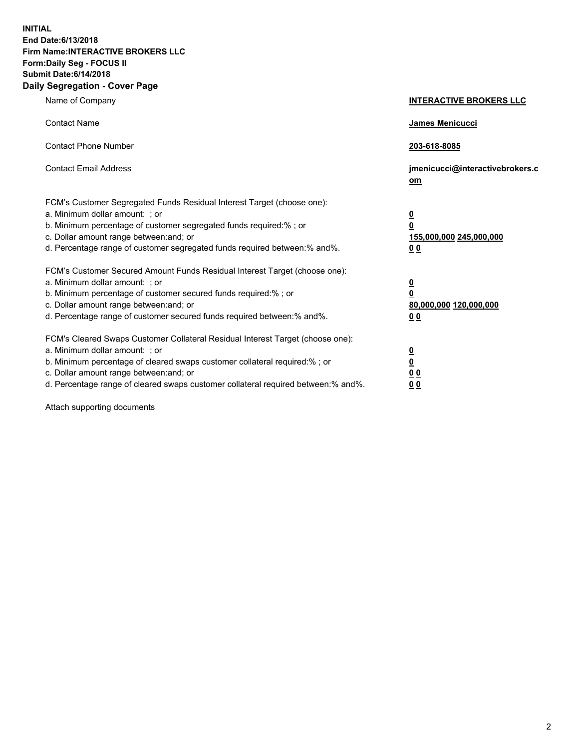**INITIAL**
**End Date:6/13/2018**
**Firm Name:INTERACTIVE BROKERS LLC**
**Form:Daily Seg - FOCUS II**
**Submit Date:6/14/2018**

## Daily Segregation - Cover Page

| | |
|---|---|
| Name of Company | **INTERACTIVE BROKERS LLC** |
| Contact Name | **James Menicucci** |
| Contact Phone Number | **203-618-8085** |
| Contact Email Address | **jmenicucci@interactivebrokers.com** |

FCM's Customer Segregated Funds Residual Interest Target (choose one):

| | |
|---|---|
| a. Minimum dollar amount: ; or | **0** |
| b. Minimum percentage of customer segregated funds required:% ; or | **0** |
| c. Dollar amount range between:and; or | **155,000,000 245,000,000** |
| d. Percentage range of customer segregated funds required between:% and%. | **0 0** |

FCM's Customer Secured Amount Funds Residual Interest Target (choose one):

| | |
|---|---|
| a. Minimum dollar amount: ; or | **0** |
| b. Minimum percentage of customer secured funds required:% ; or | **0** |
| c. Dollar amount range between:and; or | **80,000,000 120,000,000** |
| d. Percentage range of customer secured funds required between:% and%. | **0 0** |

FCM's Cleared Swaps Customer Collateral Residual Interest Target (choose one):

| | |
|---|---|
| a. Minimum dollar amount: ; or | **0** |
| b. Minimum percentage of cleared swaps customer collateral required:% ; or | **0** |
| c. Dollar amount range between:and; or | **0 0** |
| d. Percentage range of cleared swaps customer collateral required between:% and%. | **0 0** |

Attach supporting documents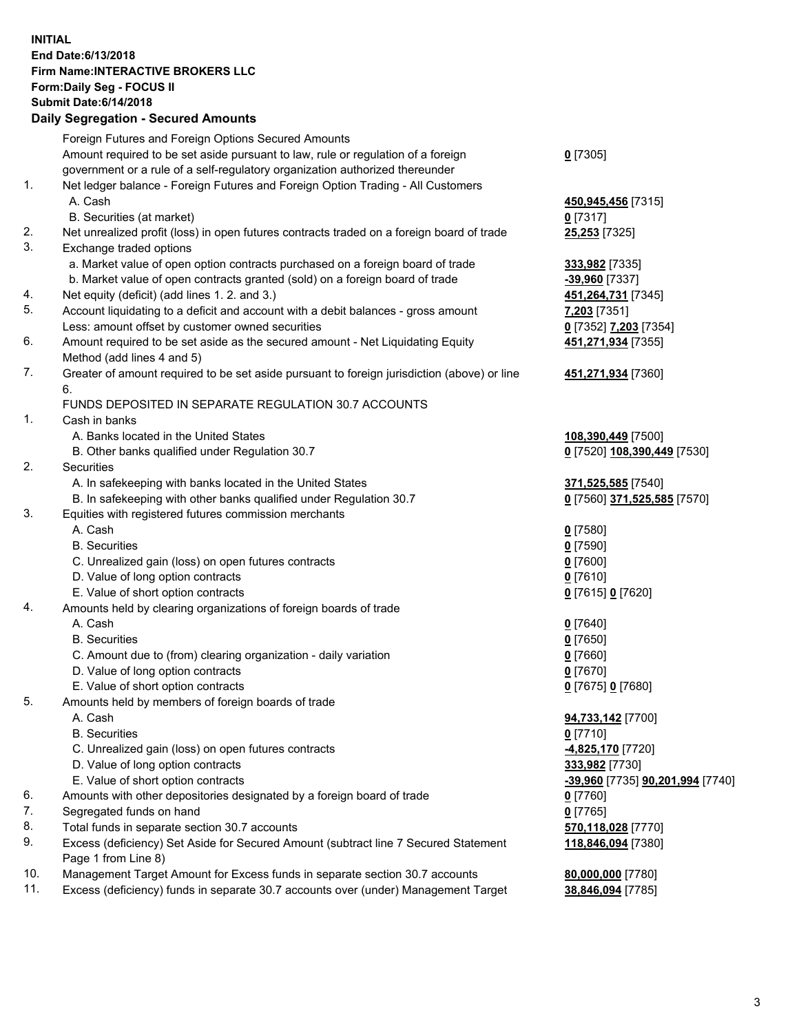**INITIAL**
**End Date:6/13/2018**
**Firm Name:INTERACTIVE BROKERS LLC**
**Form:Daily Seg - FOCUS II**
**Submit Date:6/14/2018**

## Daily Segregation - Secured Amounts

| | | |
|---|---|---|
| | Foreign Futures and Foreign Options Secured Amounts | |
| | Amount required to be set aside pursuant to law, rule or regulation of a foreign government or a rule of a self-regulatory organization authorized thereunder | **0** [7305] |
| 1. | Net ledger balance - Foreign Futures and Foreign Option Trading - All Customers | |
| | A. Cash | **450,945,456** [7315] |
| | B. Securities (at market) | **0** [7317] |
| 2. | Net unrealized profit (loss) in open futures contracts traded on a foreign board of trade | **25,253** [7325] |
| 3. | Exchange traded options | |
| | a. Market value of open option contracts purchased on a foreign board of trade | **333,982** [7335] |
| | b. Market value of open contracts granted (sold) on a foreign board of trade | **-39,960** [7337] |
| 4. | Net equity (deficit) (add lines 1. 2. and 3.) | **451,264,731** [7345] |
| 5. | Account liquidating to a deficit and account with a debit balances - gross amount | **7,203** [7351] |
| | Less: amount offset by customer owned securities | **0** [7352] **7,203** [7354] |
| 6. | Amount required to be set aside as the secured amount - Net Liquidating Equity Method (add lines 4 and 5) | **451,271,934** [7355] |
| 7. | Greater of amount required to be set aside pursuant to foreign jurisdiction (above) or line 6. | **451,271,934** [7360] |
| | FUNDS DEPOSITED IN SEPARATE REGULATION 30.7 ACCOUNTS | |
| 1. | Cash in banks | |
| | A. Banks located in the United States | **108,390,449** [7500] |
| | B. Other banks qualified under Regulation 30.7 | **0** [7520] **108,390,449** [7530] |
| 2. | Securities | |
| | A. In safekeeping with banks located in the United States | **371,525,585** [7540] |
| | B. In safekeeping with other banks qualified under Regulation 30.7 | **0** [7560] **371,525,585** [7570] |
| 3. | Equities with registered futures commission merchants | |
| | A. Cash | **0** [7580] |
| | B. Securities | **0** [7590] |
| | C. Unrealized gain (loss) on open futures contracts | **0** [7600] |
| | D. Value of long option contracts | **0** [7610] |
| | E. Value of short option contracts | **0** [7615] **0** [7620] |
| 4. | Amounts held by clearing organizations of foreign boards of trade | |
| | A. Cash | **0** [7640] |
| | B. Securities | **0** [7650] |
| | C. Amount due to (from) clearing organization - daily variation | **0** [7660] |
| | D. Value of long option contracts | **0** [7670] |
| | E. Value of short option contracts | **0** [7675] **0** [7680] |
| 5. | Amounts held by members of foreign boards of trade | |
| | A. Cash | **94,733,142** [7700] |
| | B. Securities | **0** [7710] |
| | C. Unrealized gain (loss) on open futures contracts | **-4,825,170** [7720] |
| | D. Value of long option contracts | **333,982** [7730] |
| | E. Value of short option contracts | **-39,960** [7735] **90,201,994** [7740] |
| 6. | Amounts with other depositories designated by a foreign board of trade | **0** [7760] |
| 7. | Segregated funds on hand | **0** [7765] |
| 8. | Total funds in separate section 30.7 accounts | **570,118,028** [7770] |
| 9. | Excess (deficiency) Set Aside for Secured Amount (subtract line 7 Secured Statement Page 1 from Line 8) | **118,846,094** [7380] |
| 10. | Management Target Amount for Excess funds in separate section 30.7 accounts | **80,000,000** [7780] |
| 11. | Excess (deficiency) funds in separate 30.7 accounts over (under) Management Target | **38,846,094** [7785] |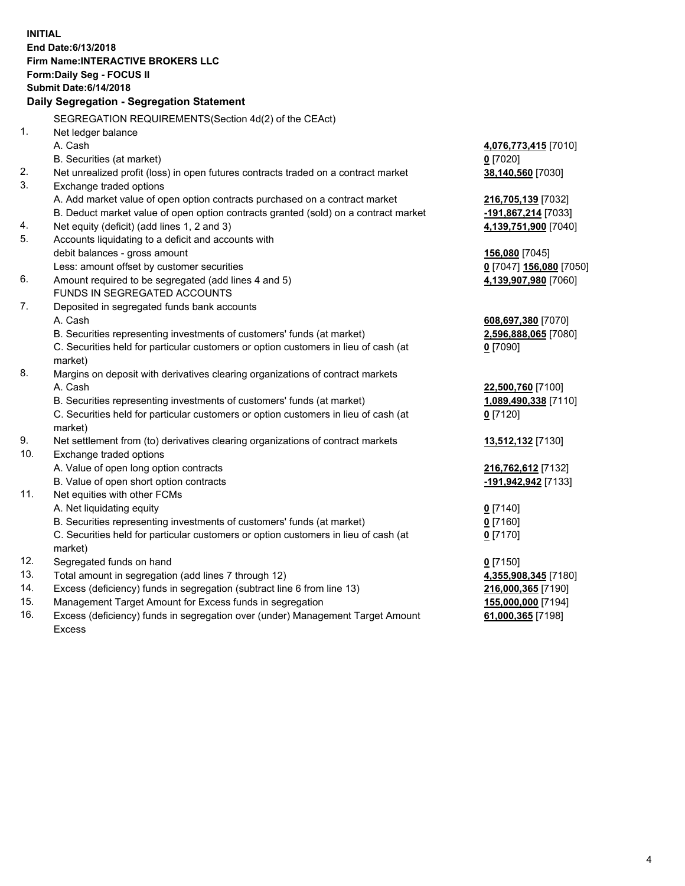**INITIAL**
**End Date:6/13/2018**
**Firm Name:INTERACTIVE BROKERS LLC**
**Form:Daily Seg - FOCUS II**
**Submit Date:6/14/2018**

## Daily Segregation - Segregation Statement

| | | |
|---|---|---|
| | SEGREGATION REQUIREMENTS(Section 4d(2) of the CEAct) | |
| 1. | Net ledger balance | |
| | A. Cash | **4,076,773,415** [7010] |
| | B. Securities (at market) | **0** [7020] |
| 2. | Net unrealized profit (loss) in open futures contracts traded on a contract market | **38,140,560** [7030] |
| 3. | Exchange traded options | |
| | A. Add market value of open option contracts purchased on a contract market | **216,705,139** [7032] |
| | B. Deduct market value of open option contracts granted (sold) on a contract market | **-191,867,214** [7033] |
| 4. | Net equity (deficit) (add lines 1, 2 and 3) | **4,139,751,900** [7040] |
| 5. | Accounts liquidating to a deficit and accounts with | |
| | debit balances - gross amount | **156,080** [7045] |
| | Less: amount offset by customer securities | **0** [7047] **156,080** [7050] |
| 6. | Amount required to be segregated (add lines 4 and 5) | **4,139,907,980** [7060] |
| | FUNDS IN SEGREGATED ACCOUNTS | |
| 7. | Deposited in segregated funds bank accounts | |
| | A. Cash | **608,697,380** [7070] |
| | B. Securities representing investments of customers' funds (at market) | **2,596,888,065** [7080] |
| | C. Securities held for particular customers or option customers in lieu of cash (at market) | **0** [7090] |
| 8. | Margins on deposit with derivatives clearing organizations of contract markets | |
| | A. Cash | **22,500,760** [7100] |
| | B. Securities representing investments of customers' funds (at market) | **1,089,490,338** [7110] |
| | C. Securities held for particular customers or option customers in lieu of cash (at market) | **0** [7120] |
| 9. | Net settlement from (to) derivatives clearing organizations of contract markets | **13,512,132** [7130] |
| 10. | Exchange traded options | |
| | A. Value of open long option contracts | **216,762,612** [7132] |
| | B. Value of open short option contracts | **-191,942,942** [7133] |
| 11. | Net equities with other FCMs | |
| | A. Net liquidating equity | **0** [7140] |
| | B. Securities representing investments of customers' funds (at market) | **0** [7160] |
| | C. Securities held for particular customers or option customers in lieu of cash (at market) | **0** [7170] |
| 12. | Segregated funds on hand | **0** [7150] |
| 13. | Total amount in segregation (add lines 7 through 12) | **4,355,908,345** [7180] |
| 14. | Excess (deficiency) funds in segregation (subtract line 6 from line 13) | **216,000,365** [7190] |
| 15. | Management Target Amount for Excess funds in segregation | **155,000,000** [7194] |
| 16. | Excess (deficiency) funds in segregation over (under) Management Target Amount Excess | **61,000,365** [7198] |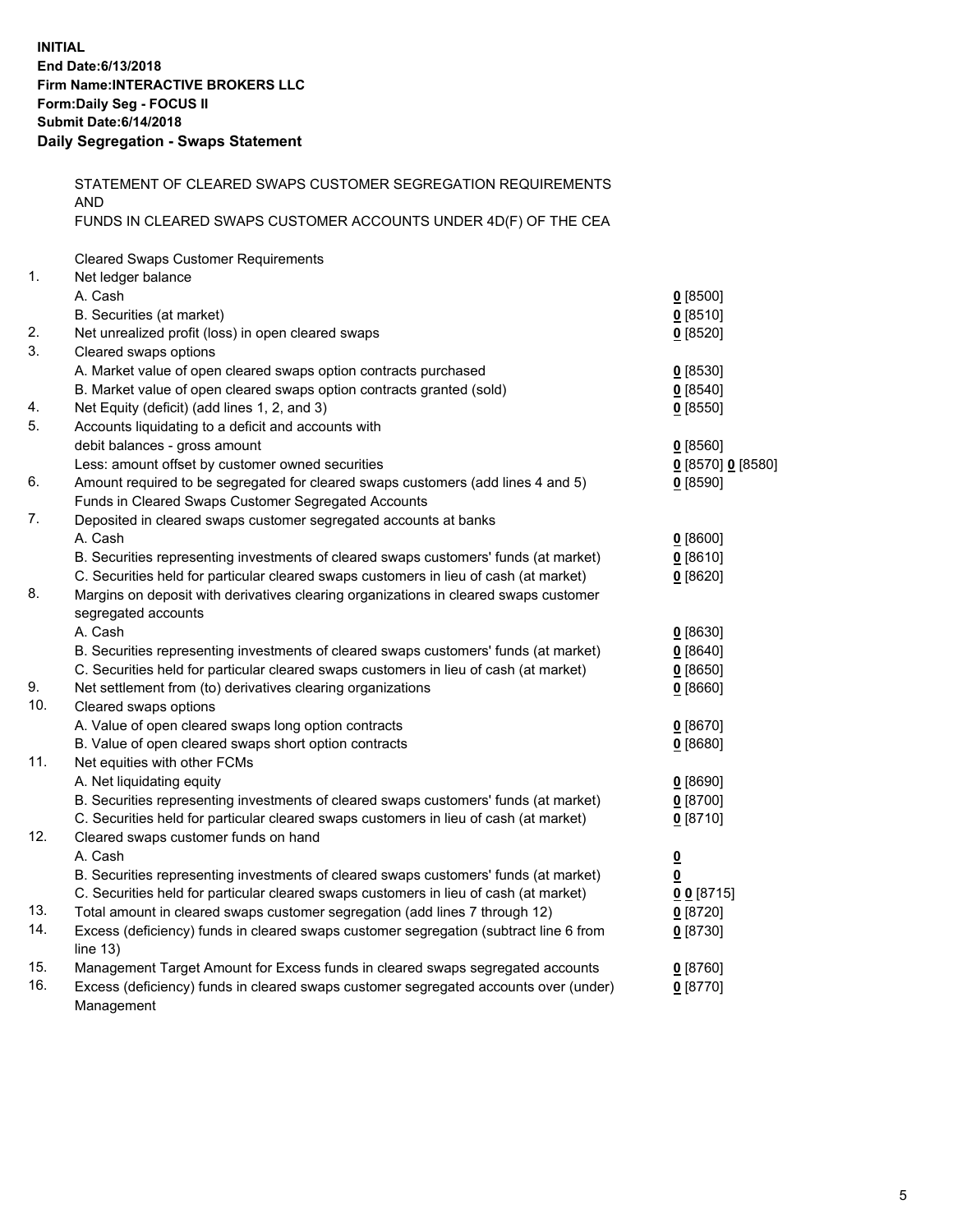**INITIAL**
**End Date:6/13/2018**
**Firm Name:INTERACTIVE BROKERS LLC**
**Form:Daily Seg - FOCUS II**
**Submit Date:6/14/2018**
**Daily Segregation - Swaps Statement**

STATEMENT OF CLEARED SWAPS CUSTOMER SEGREGATION REQUIREMENTS AND FUNDS IN CLEARED SWAPS CUSTOMER ACCOUNTS UNDER 4D(F) OF THE CEA

| | | |
|---|---|---|
| | Cleared Swaps Customer Requirements | |
| 1. | Net ledger balance | |
| | A. Cash | 0 [8500] |
| | B. Securities (at market) | 0 [8510] |
| 2. | Net unrealized profit (loss) in open cleared swaps | 0 [8520] |
| 3. | Cleared swaps options | |
| | A. Market value of open cleared swaps option contracts purchased | 0 [8530] |
| | B. Market value of open cleared swaps option contracts granted (sold) | 0 [8540] |
| 4. | Net Equity (deficit) (add lines 1, 2, and 3) | 0 [8550] |
| 5. | Accounts liquidating to a deficit and accounts with debit balances - gross amount | 0 [8560] |
| | Less: amount offset by customer owned securities | 0 [8570] 0 [8580] |
| 6. | Amount required to be segregated for cleared swaps customers (add lines 4 and 5) | 0 [8590] |
| | Funds in Cleared Swaps Customer Segregated Accounts | |
| 7. | Deposited in cleared swaps customer segregated accounts at banks | |
| | A. Cash | 0 [8600] |
| | B. Securities representing investments of cleared swaps customers' funds (at market) | 0 [8610] |
| | C. Securities held for particular cleared swaps customers in lieu of cash (at market) | 0 [8620] |
| 8. | Margins on deposit with derivatives clearing organizations in cleared swaps customer segregated accounts | |
| | A. Cash | 0 [8630] |
| | B. Securities representing investments of cleared swaps customers' funds (at market) | 0 [8640] |
| | C. Securities held for particular cleared swaps customers in lieu of cash (at market) | 0 [8650] |
| 9. | Net settlement from (to) derivatives clearing organizations | 0 [8660] |
| 10. | Cleared swaps options | |
| | A. Value of open cleared swaps long option contracts | 0 [8670] |
| | B. Value of open cleared swaps short option contracts | 0 [8680] |
| 11. | Net equities with other FCMs | |
| | A. Net liquidating equity | 0 [8690] |
| | B. Securities representing investments of cleared swaps customers' funds (at market) | 0 [8700] |
| | C. Securities held for particular cleared swaps customers in lieu of cash (at market) | 0 [8710] |
| 12. | Cleared swaps customer funds on hand | |
| | A. Cash | 0 |
| | B. Securities representing investments of cleared swaps customers' funds (at market) | 0 |
| | C. Securities held for particular cleared swaps customers in lieu of cash (at market) | 0 0 [8715] |
| 13. | Total amount in cleared swaps customer segregation (add lines 7 through 12) | 0 [8720] |
| 14. | Excess (deficiency) funds in cleared swaps customer segregation (subtract line 6 from line 13) | 0 [8730] |
| 15. | Management Target Amount for Excess funds in cleared swaps segregated accounts | 0 [8760] |
| 16. | Excess (deficiency) funds in cleared swaps customer segregated accounts over (under) Management | 0 [8770] |